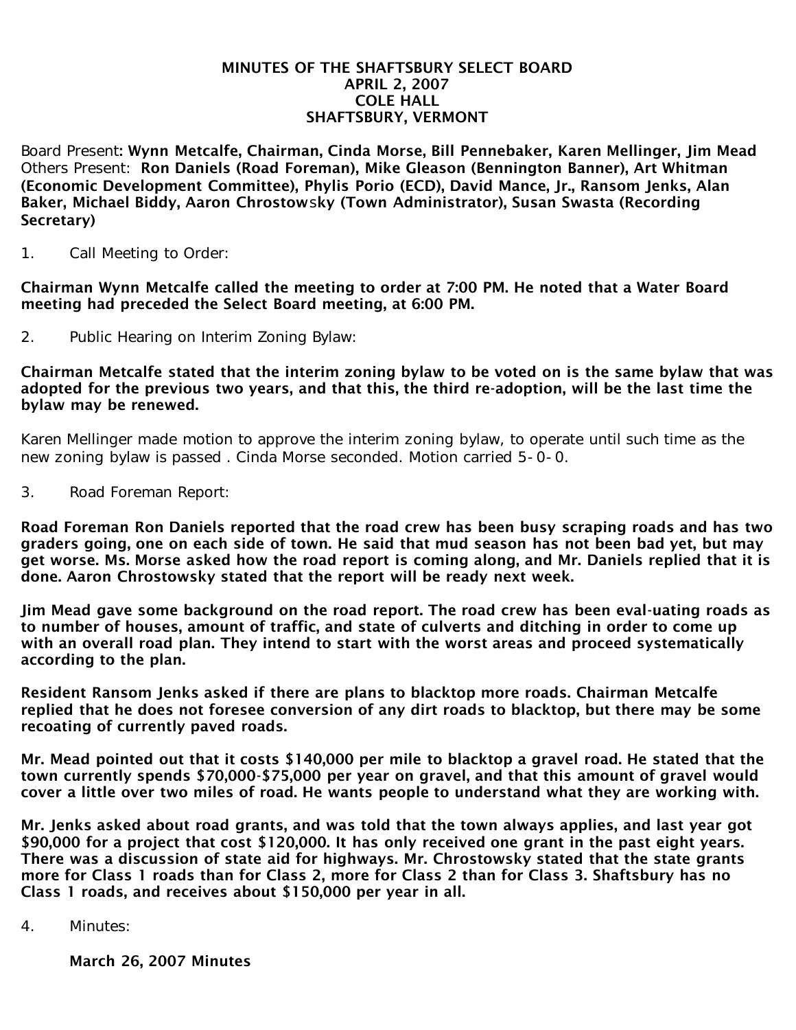# MINUTES OF THE SHAFTSBURY SELECT BOARD
## APRIL 2, 2007
## COLE HALL
## SHAFTSBURY, VERMONT

Board Present: **Wynn Metcalfe, Chairman, Cinda Morse, Bill Pennebaker, Karen Mellinger, Jim Mead**
Others Present: **Ron Daniels (Road Foreman), Mike Gleason (Bennington Banner), Art Whitman (Economic Development Committee), Phylis Porio (ECD), David Mance, Jr., Ransom Jenks, Alan Baker, Michael Biddy, Aaron Chrostowsky (Town Administrator), Susan Swasta (Recording Secretary)**

1. Call Meeting to Order:

**Chairman Wynn Metcalfe called the meeting to order at 7:00 PM. He noted that a Water Board meeting had preceded the Select Board meeting, at 6:00 PM.**

2. Public Hearing on Interim Zoning Bylaw:

**Chairman Metcalfe stated that the interim zoning bylaw to be voted on is the same bylaw that was adopted for the previous two years, and that this, the third re-adoption, will be the last time the bylaw may be renewed.**

Karen Mellinger made motion to approve the interim zoning bylaw, to operate until such time as the new zoning bylaw is passed . Cinda Morse seconded. Motion carried 5-0-0.

3. Road Foreman Report:

**Road Foreman Ron Daniels reported that the road crew has been busy scraping roads and has two graders going, one on each side of town. He said that mud season has not been bad yet, but may get worse. Ms. Morse asked how the road report is coming along, and Mr. Daniels replied that it is done. Aaron Chrostowsky stated that the report will be ready next week.**

**Jim Mead gave some background on the road report. The road crew has been eval-uating roads as to number of houses, amount of traffic, and state of culverts and ditching in order to come up with an overall road plan. They intend to start with the worst areas and proceed systematically according to the plan.**

**Resident Ransom Jenks asked if there are plans to blacktop more roads. Chairman Metcalfe replied that he does not foresee conversion of any dirt roads to blacktop, but there may be some recoating of currently paved roads.**

**Mr. Mead pointed out that it costs $140,000 per mile to blacktop a gravel road. He stated that the town currently spends $70,000-$75,000 per year on gravel, and that this amount of gravel would cover a little over two miles of road. He wants people to understand what they are working with.**

**Mr. Jenks asked about road grants, and was told that the town always applies, and last year got $90,000 for a project that cost $120,000. It has only received one grant in the past eight years. There was a discussion of state aid for highways. Mr. Chrostowsky stated that the state grants more for Class 1 roads than for Class 2, more for Class 2 than for Class 3. Shaftsbury has no Class 1 roads, and receives about $150,000 per year in all.**

4. Minutes:

**March 26, 2007 Minutes**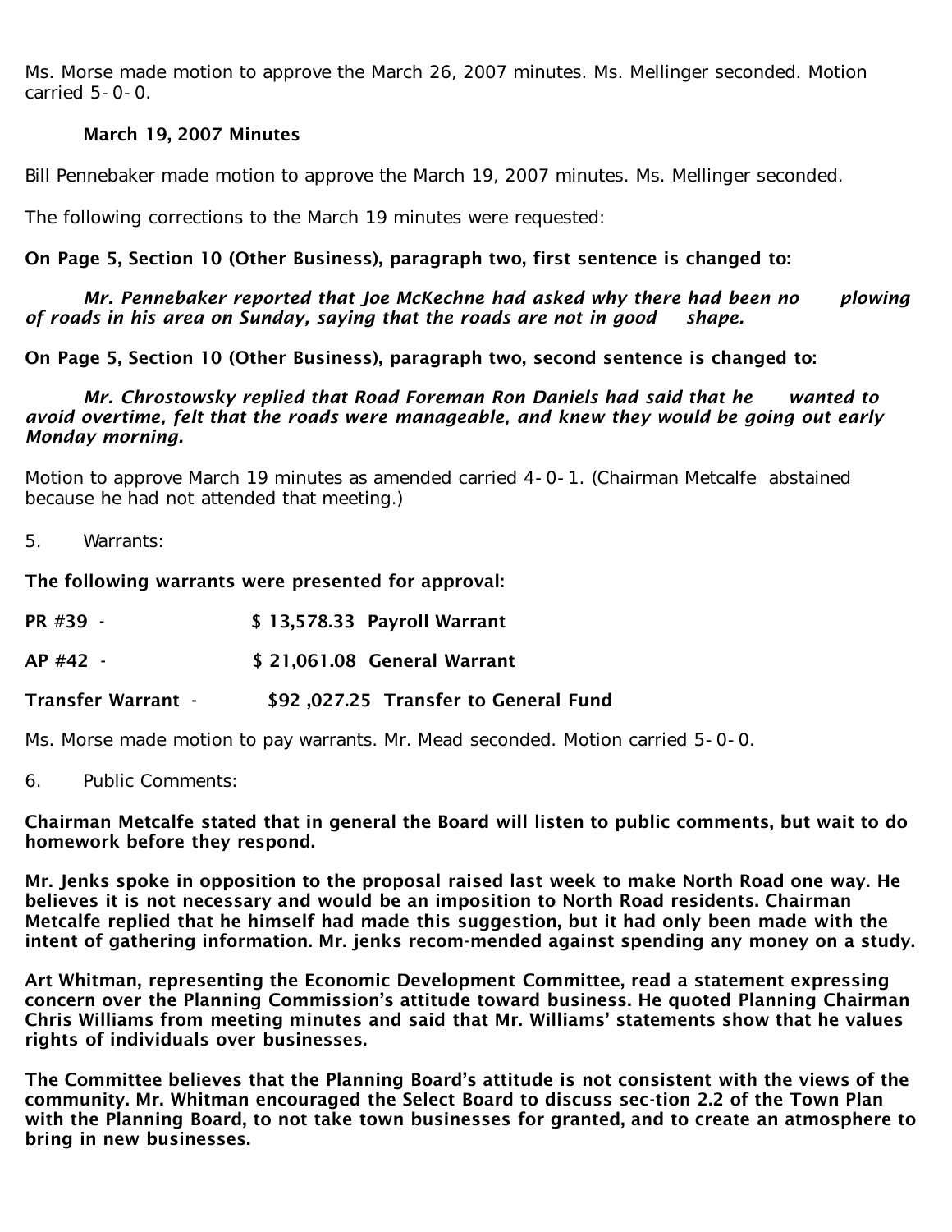Ms. Morse made motion to approve the March 26, 2007 minutes. Ms. Mellinger seconded. Motion carried 5-0-0.

**March 19, 2007 Minutes**

Bill Pennebaker made motion to approve the March 19, 2007 minutes. Ms. Mellinger seconded.

The following corrections to the March 19 minutes were requested:

**On Page 5, Section 10 (Other Business), paragraph two, first sentence is changed to:**

***Mr. Pennebaker reported that Joe McKechne had asked why there had been no plowing of roads in his area on Sunday, saying that the roads are not in good shape.***

**On Page 5, Section 10 (Other Business), paragraph two, second sentence is changed to:**

***Mr. Chrostowsky replied that Road Foreman Ron Daniels had said that he wanted to avoid overtime, felt that the roads were manageable, and knew they would be going out early Monday morning.***

Motion to approve March 19 minutes as amended carried 4-0-1. (Chairman Metcalfe abstained because he had not attended that meeting.)

5. Warrants:

**The following warrants were presented for approval:**

**PR #39 - $ 13,578.33 Payroll Warrant**

**AP #42 - $ 21,061.08 General Warrant**

**Transfer Warrant - $92 ,027.25 Transfer to General Fund**

Ms. Morse made motion to pay warrants. Mr. Mead seconded. Motion carried 5-0-0.

6. Public Comments:

**Chairman Metcalfe stated that in general the Board will listen to public comments, but wait to do homework before they respond.**

**Mr. Jenks spoke in opposition to the proposal raised last week to make North Road one way. He believes it is not necessary and would be an imposition to North Road residents. Chairman Metcalfe replied that he himself had made this suggestion, but it had only been made with the intent of gathering information. Mr. jenks recom-mended against spending any money on a study.**

**Art Whitman, representing the Economic Development Committee, read a statement expressing concern over the Planning Commission's attitude toward business. He quoted Planning Chairman Chris Williams from meeting minutes and said that Mr. Williams' statements show that he values rights of individuals over businesses.**

**The Committee believes that the Planning Board's attitude is not consistent with the views of the community. Mr. Whitman encouraged the Select Board to discuss sec-tion 2.2 of the Town Plan with the Planning Board, to not take town businesses for granted, and to create an atmosphere to bring in new businesses.**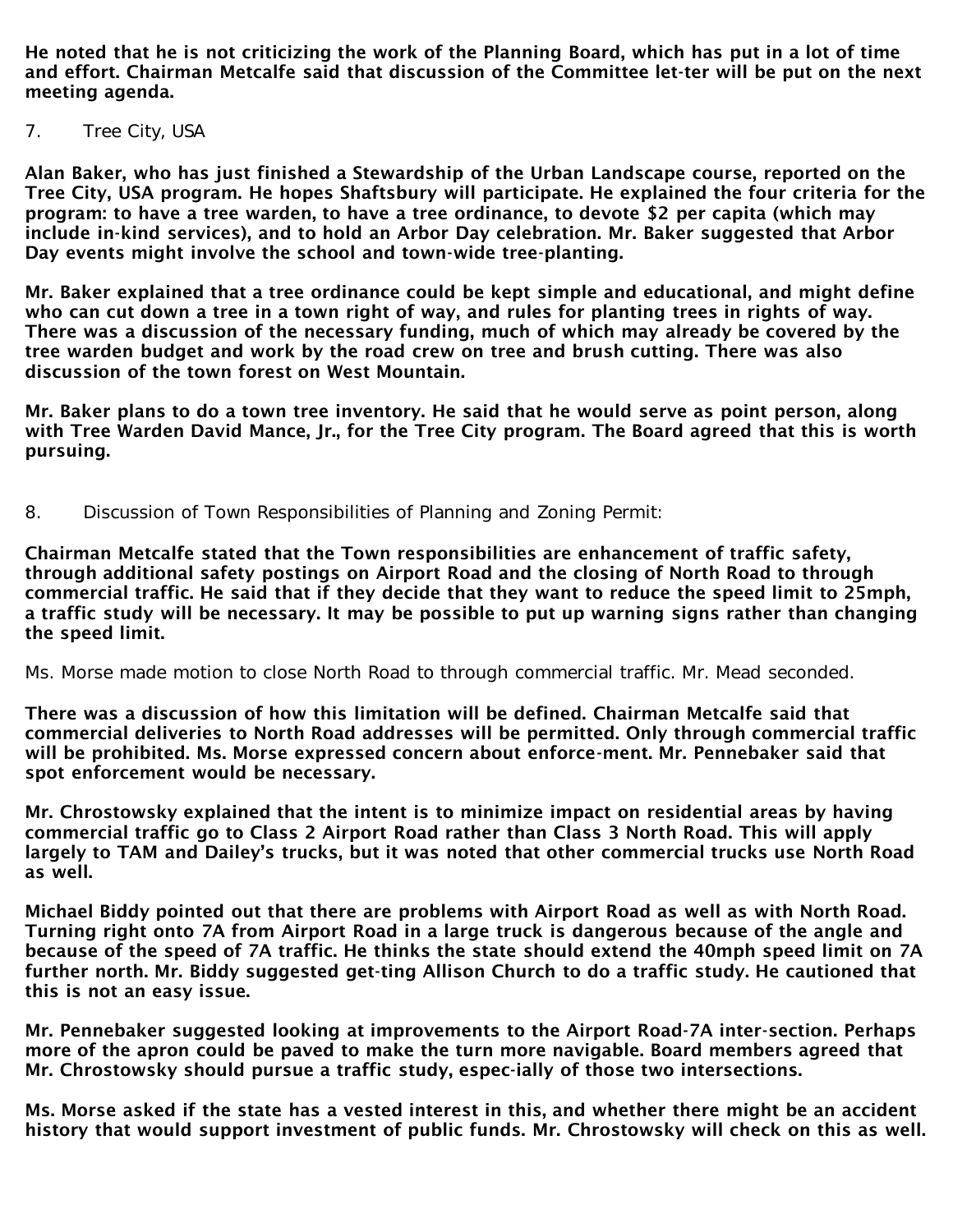**He noted that he is not criticizing the work of the Planning Board, which has put in a lot of time and effort. Chairman Metcalfe said that discussion of the Committee let-ter will be put on the next meeting agenda.**

7. Tree City, USA

**Alan Baker, who has just finished a Stewardship of the Urban Landscape course, reported on the Tree City, USA program. He hopes Shaftsbury will participate. He explained the four criteria for the program: to have a tree warden, to have a tree ordinance, to devote $2 per capita (which may include in-kind services), and to hold an Arbor Day celebration. Mr. Baker suggested that Arbor Day events might involve the school and town-wide tree-planting.**

**Mr. Baker explained that a tree ordinance could be kept simple and educational, and might define who can cut down a tree in a town right of way, and rules for planting trees in rights of way. There was a discussion of the necessary funding, much of which may already be covered by the tree warden budget and work by the road crew on tree and brush cutting. There was also discussion of the town forest on West Mountain.**

**Mr. Baker plans to do a town tree inventory. He said that he would serve as point person, along with Tree Warden David Mance, Jr., for the Tree City program. The Board agreed that this is worth pursuing.**

8. Discussion of Town Responsibilities of Planning and Zoning Permit:

**Chairman Metcalfe stated that the Town responsibilities are enhancement of traffic safety, through additional safety postings on Airport Road and the closing of North Road to through commercial traffic. He said that if they decide that they want to reduce the speed limit to 25mph, a traffic study will be necessary. It may be possible to put up warning signs rather than changing the speed limit.**

Ms. Morse made motion to close North Road to through commercial traffic. Mr. Mead seconded.

**There was a discussion of how this limitation will be defined. Chairman Metcalfe said that commercial deliveries to North Road addresses will be permitted. Only through commercial traffic will be prohibited. Ms. Morse expressed concern about enforce-ment. Mr. Pennebaker said that spot enforcement would be necessary.**

**Mr. Chrostowsky explained that the intent is to minimize impact on residential areas by having commercial traffic go to Class 2 Airport Road rather than Class 3 North Road. This will apply largely to TAM and Dailey's trucks, but it was noted that other commercial trucks use North Road as well.**

**Michael Biddy pointed out that there are problems with Airport Road as well as with North Road. Turning right onto 7A from Airport Road in a large truck is dangerous because of the angle and because of the speed of 7A traffic. He thinks the state should extend the 40mph speed limit on 7A further north. Mr. Biddy suggested get-ting Allison Church to do a traffic study. He cautioned that this is not an easy issue.**

**Mr. Pennebaker suggested looking at improvements to the Airport Road-7A inter-section. Perhaps more of the apron could be paved to make the turn more navigable. Board members agreed that Mr. Chrostowsky should pursue a traffic study, espec-ially of those two intersections.**

**Ms. Morse asked if the state has a vested interest in this, and whether there might be an accident history that would support investment of public funds. Mr. Chrostowsky will check on this as well.**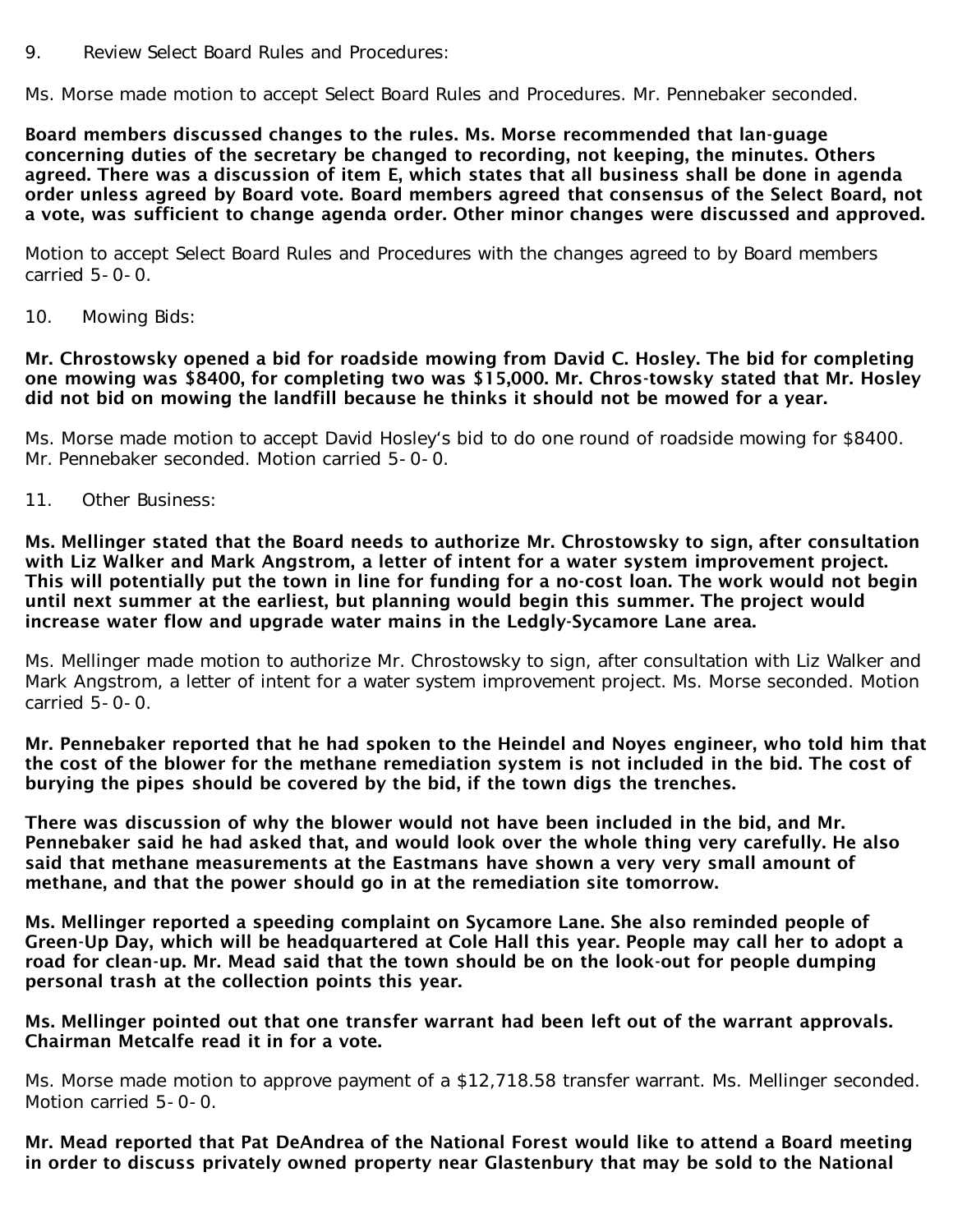9. Review Select Board Rules and Procedures:

Ms. Morse made motion to accept Select Board Rules and Procedures. Mr. Pennebaker seconded.

**Board members discussed changes to the rules. Ms. Morse recommended that lan-guage concerning duties of the secretary be changed to recording, not keeping, the minutes. Others agreed. There was a discussion of item E, which states that all business shall be done in agenda order unless agreed by Board vote. Board members agreed that consensus of the Select Board, not a vote, was sufficient to change agenda order. Other minor changes were discussed and approved.**

Motion to accept Select Board Rules and Procedures with the changes agreed to by Board members carried 5-0-0.

10. Mowing Bids:

**Mr. Chrostowsky opened a bid for roadside mowing from David C. Hosley. The bid for completing one mowing was $8400, for completing two was $15,000. Mr. Chros-towsky stated that Mr. Hosley did not bid on mowing the landfill because he thinks it should not be mowed for a year.**

Ms. Morse made motion to accept David Hosley's bid to do one round of roadside mowing for $8400. Mr. Pennebaker seconded. Motion carried 5-0-0.

11. Other Business:

**Ms. Mellinger stated that the Board needs to authorize Mr. Chrostowsky to sign, after consultation with Liz Walker and Mark Angstrom, a letter of intent for a water system improvement project. This will potentially put the town in line for funding for a no-cost loan. The work would not begin until next summer at the earliest, but planning would begin this summer. The project would increase water flow and upgrade water mains in the Ledgly-Sycamore Lane area.**

Ms. Mellinger made motion to authorize Mr. Chrostowsky to sign, after consultation with Liz Walker and Mark Angstrom, a letter of intent for a water system improvement project. Ms. Morse seconded. Motion carried 5-0-0.

**Mr. Pennebaker reported that he had spoken to the Heindel and Noyes engineer, who told him that the cost of the blower for the methane remediation system is not included in the bid. The cost of burying the pipes should be covered by the bid, if the town digs the trenches.**

**There was discussion of why the blower would not have been included in the bid, and Mr. Pennebaker said he had asked that, and would look over the whole thing very carefully. He also said that methane measurements at the Eastmans have shown a very very small amount of methane, and that the power should go in at the remediation site tomorrow.**

**Ms. Mellinger reported a speeding complaint on Sycamore Lane. She also reminded people of Green-Up Day, which will be headquartered at Cole Hall this year. People may call her to adopt a road for clean-up. Mr. Mead said that the town should be on the look-out for people dumping personal trash at the collection points this year.**

**Ms. Mellinger pointed out that one transfer warrant had been left out of the warrant approvals. Chairman Metcalfe read it in for a vote.**

Ms. Morse made motion to approve payment of a $12,718.58 transfer warrant. Ms. Mellinger seconded. Motion carried 5-0-0.

**Mr. Mead reported that Pat DeAndrea of the National Forest would like to attend a Board meeting in order to discuss privately owned property near Glastenbury that may be sold to the National**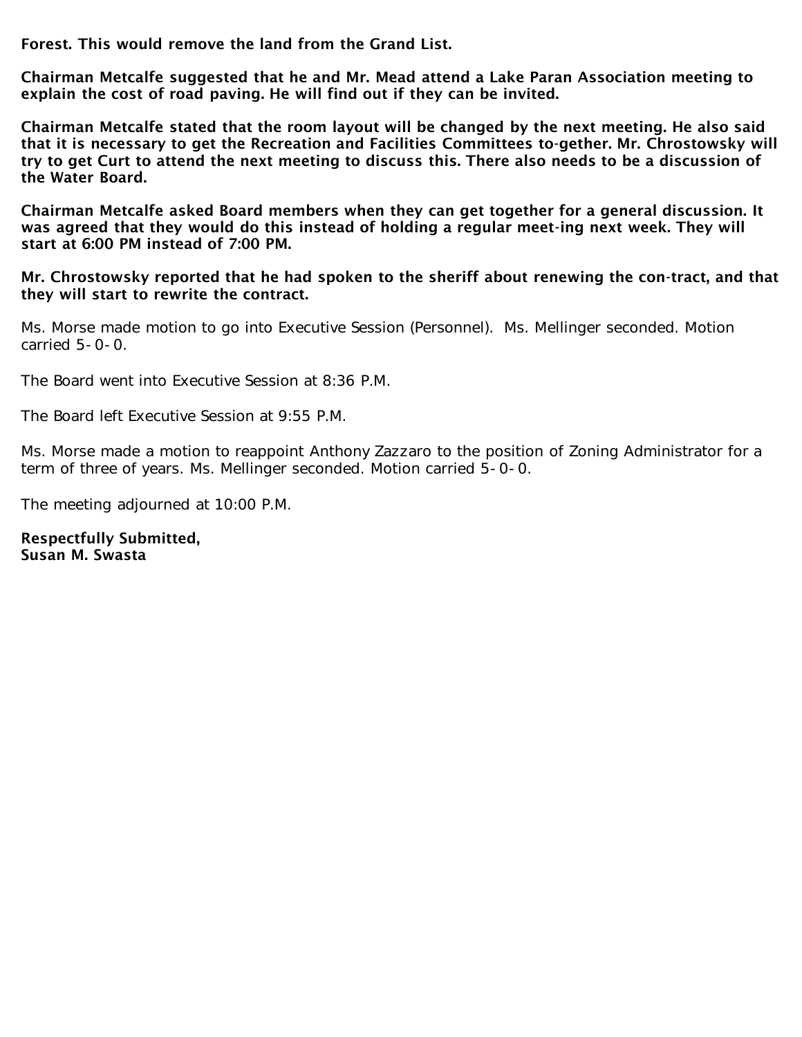**Forest. This would remove the land from the Grand List.**

**Chairman Metcalfe suggested that he and Mr. Mead attend a Lake Paran Association meeting to explain the cost of road paving. He will find out if they can be invited.**

**Chairman Metcalfe stated that the room layout will be changed by the next meeting. He also said that it is necessary to get the Recreation and Facilities Committees to-gether. Mr. Chrostowsky will try to get Curt to attend the next meeting to discuss this. There also needs to be a discussion of the Water Board.**

**Chairman Metcalfe asked Board members when they can get together for a general discussion. It was agreed that they would do this instead of holding a regular meet-ing next week. They will start at 6:00 PM instead of 7:00 PM.**

**Mr. Chrostowsky reported that he had spoken to the sheriff about renewing the con-tract, and that they will start to rewrite the contract.**

Ms. Morse made motion to go into Executive Session (Personnel). Ms. Mellinger seconded. Motion carried 5-0-0.

The Board went into Executive Session at 8:36 P.M.

The Board left Executive Session at 9:55 P.M.

Ms. Morse made a motion to reappoint Anthony Zazzaro to the position of Zoning Administrator for a term of three of years. Ms. Mellinger seconded. Motion carried 5-0-0.

The meeting adjourned at 10:00 P.M.

**Respectfully Submitted,**
**Susan M. Swasta**